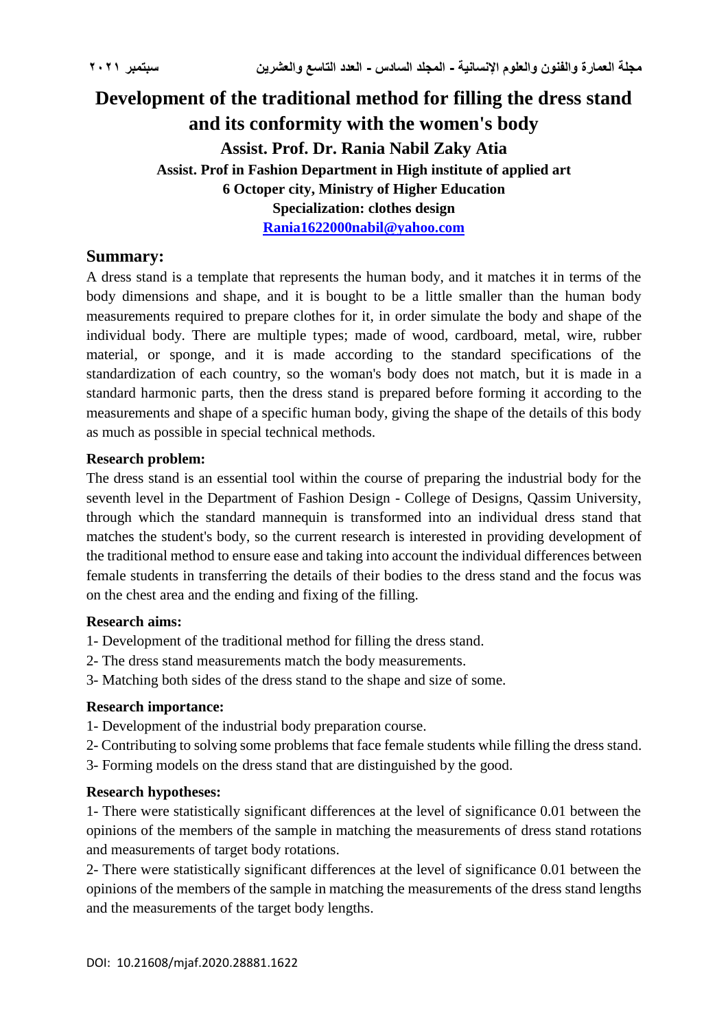# Development of the traditional method for filling the dress stand and its conformity with the women's body

**Assist. Prof. Dr. Rania Nabil Zaky Atia**

**Assist. Prof in Fashion Department in High institute of applied art**

**6 Octoper city, Ministry of Higher Education**

**Specialization: clothes design**

**Rania1622000nabil@yahoo.com**

## Summary:

A dress stand is a template that represents the human body, and it matches it in terms of the body dimensions and shape, and it is bought to be a little smaller than the human body measurements required to prepare clothes for it, in order simulate the body and shape of the individual body. There are multiple types; made of wood, cardboard, metal, wire, rubber material, or sponge, and it is made according to the standard specifications of the standardization of each country, so the woman's body does not match, but it is made in a standard harmonic parts, then the dress stand is prepared before forming it according to the measurements and shape of a specific human body, giving the shape of the details of this body as much as possible in special technical methods.

**Research problem:**

The dress stand is an essential tool within the course of preparing the industrial body for the seventh level in the Department of Fashion Design - College of Designs, Qassim University, through which the standard mannequin is transformed into an individual dress stand that matches the student's body, so the current research is interested in providing development of the traditional method to ensure ease and taking into account the individual differences between female students in transferring the details of their bodies to the dress stand and the focus was on the chest area and the ending and fixing of the filling.

**Research aims:**

1- Development of the traditional method for filling the dress stand.

2- The dress stand measurements match the body measurements.

3- Matching both sides of the dress stand to the shape and size of some.

**Research importance:**

1- Development of the industrial body preparation course.

2- Contributing to solving some problems that face female students while filling the dress stand.

3- Forming models on the dress stand that are distinguished by the good.

**Research hypotheses:**

1- There were statistically significant differences at the level of significance 0.01 between the opinions of the members of the sample in matching the measurements of dress stand rotations and measurements of target body rotations.

2- There were statistically significant differences at the level of significance 0.01 between the opinions of the members of the sample in matching the measurements of the dress stand lengths and the measurements of the target body lengths.

DOI: 10.21608/mjaf.2020.28881.1622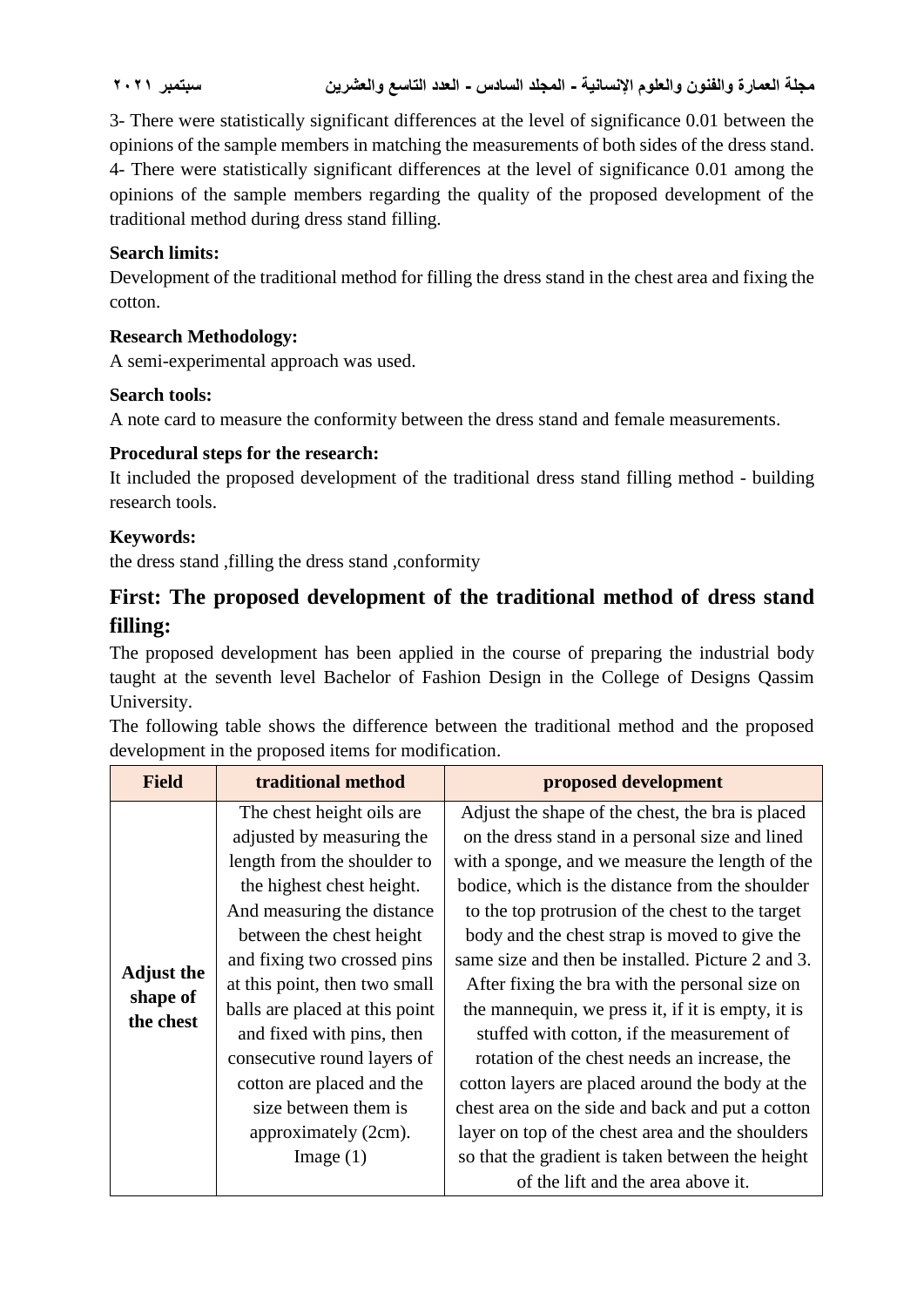3- There were statistically significant differences at the level of significance 0.01 between the opinions of the sample members in matching the measurements of both sides of the dress stand.
4- There were statistically significant differences at the level of significance 0.01 among the opinions of the sample members regarding the quality of the proposed development of the traditional method during dress stand filling.

**Search limits:**
Development of the traditional method for filling the dress stand in the chest area and fixing the cotton.

**Research Methodology:**
A semi-experimental approach was used.

**Search tools:**
A note card to measure the conformity between the dress stand and female measurements.

**Procedural steps for the research:**
It included the proposed development of the traditional dress stand filling method - building research tools.

**Keywords:**
the dress stand ,filling the dress stand ,conformity

## First: The proposed development of the traditional method of dress stand filling:

The proposed development has been applied in the course of preparing the industrial body taught at the seventh level Bachelor of Fashion Design in the College of Designs Qassim University.
The following table shows the difference between the traditional method and the proposed development in the proposed items for modification.

| Field | traditional method | proposed development |
|---|---|---|
| **Adjust the shape of the chest** | The chest height oils are adjusted by measuring the length from the shoulder to the highest chest height. And measuring the distance between the chest height and fixing two crossed pins at this point, then two small balls are placed at this point and fixed with pins, then consecutive round layers of cotton are placed and the size between them is approximately (2cm). Image (1) | Adjust the shape of the chest, the bra is placed on the dress stand in a personal size and lined with a sponge, and we measure the length of the bodice, which is the distance from the shoulder to the top protrusion of the chest to the target body and the chest strap is moved to give the same size and then be installed. Picture 2 and 3. After fixing the bra with the personal size on the mannequin, we press it, if it is empty, it is stuffed with cotton, if the measurement of rotation of the chest needs an increase, the cotton layers are placed around the body at the chest area on the side and back and put a cotton layer on top of the chest area and the shoulders so that the gradient is taken between the height of the lift and the area above it. |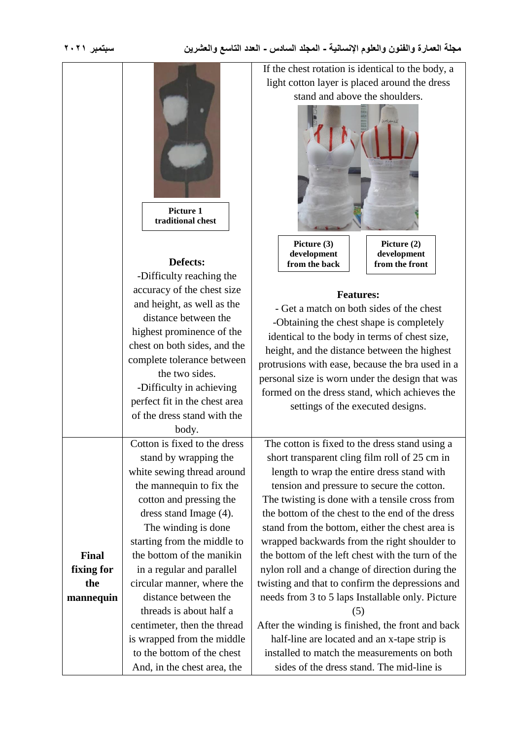| | | |
|---|---|---|
| | Picture 1 traditional chest<br><br>**Defects:**<br>-Difficulty reaching the accuracy of the chest size and height, as well as the distance between the highest prominence of the chest on both sides, and the complete tolerance between the two sides.<br>-Difficulty in achieving perfect fit in the chest area of the dress stand with the body. | If the chest rotation is identical to the body, a light cotton layer is placed around the dress stand and above the shoulders.<br><br>Picture (3) development from the back<br>Picture (2) development from the front<br><br>**Features:**<br>- Get a match on both sides of the chest<br>-Obtaining the chest shape is completely identical to the body in terms of chest size, height, and the distance between the highest protrusions with ease, because the bra used in a personal size is worn under the design that was formed on the dress stand, which achieves the settings of the executed designs. |
| **Final fixing for the mannequin** | Cotton is fixed to the dress stand by wrapping the white sewing thread around the mannequin to fix the cotton and pressing the dress stand Image (4).<br>The winding is done starting from the middle to the bottom of the manikin in a regular and parallel circular manner, where the distance between the threads is about half a centimeter, then the thread is wrapped from the middle to the bottom of the chest And, in the chest area, the | The cotton is fixed to the dress stand using a short transparent cling film roll of 25 cm in length to wrap the entire dress stand with tension and pressure to secure the cotton. The twisting is done with a tensile cross from the bottom of the chest to the end of the dress stand from the bottom, either the chest area is wrapped backwards from the right shoulder to the bottom of the left chest with the turn of the nylon roll and a change of direction during the twisting and that to confirm the depressions and needs from 3 to 5 laps Installable only. Picture (5)<br>After the winding is finished, the front and back half-line are located and an x-tape strip is installed to match the measurements on both sides of the dress stand. The mid-line is |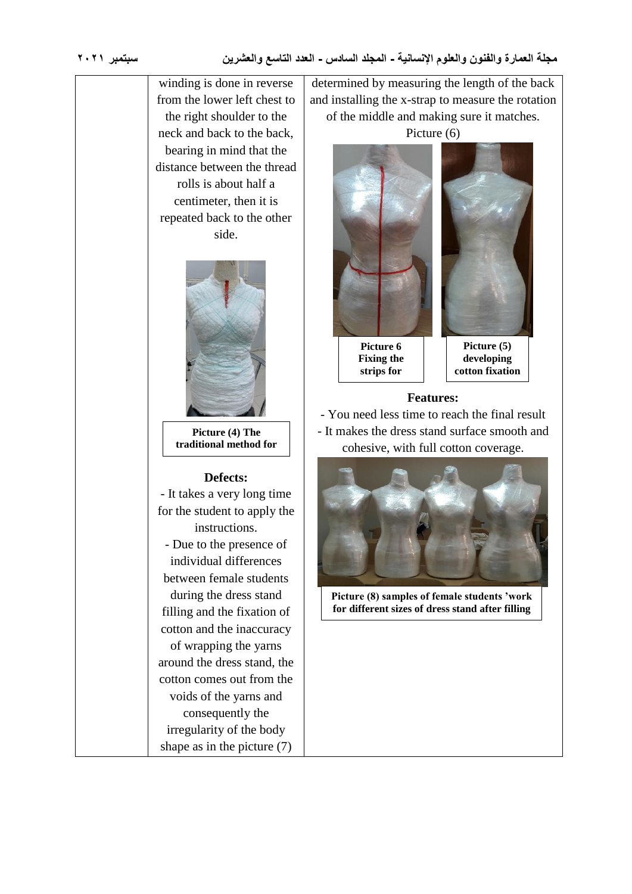winding is done in reverse from the lower left chest to the right shoulder to the neck and back to the back, bearing in mind that the distance between the thread rolls is about half a centimeter, then it is repeated back to the other side.

**Picture (4) The traditional method for**

**Defects:**

- It takes a very long time for the student to apply the instructions.
- Due to the presence of individual differences between female students during the dress stand filling and the fixation of cotton and the inaccuracy of wrapping the yarns around the dress stand, the cotton comes out from the voids of the yarns and consequently the irregularity of the body shape as in the picture (7)

determined by measuring the length of the back and installing the x-strap to measure the rotation of the middle and making sure it matches. Picture (6)

**Picture 6 Fixing the strips for**

**Picture (5) developing cotton fixation**

**Features:**

- You need less time to reach the final result
- It makes the dress stand surface smooth and cohesive, with full cotton coverage.

**Picture (8) samples of female students 'work for different sizes of dress stand after filling**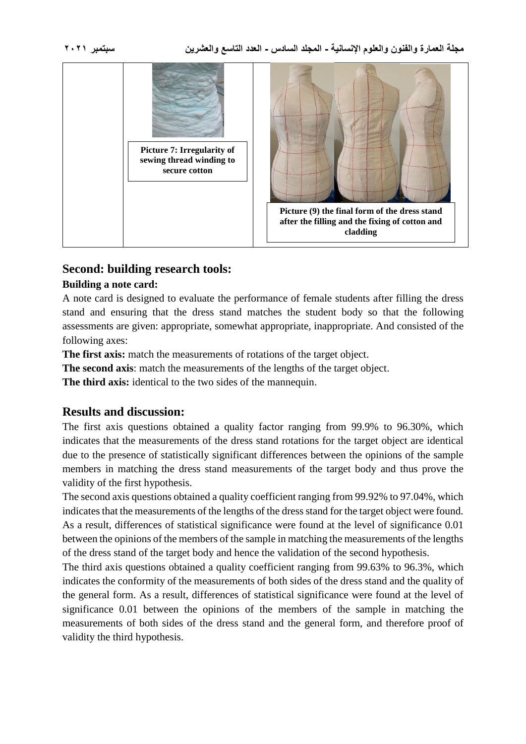Picture 7: Irregularity of sewing thread winding to secure cotton

Picture (9) the final form of the dress stand after the filling and the fixing of cotton and cladding

## Second: building research tools:

### Building a note card:

A note card is designed to evaluate the performance of female students after filling the dress stand and ensuring that the dress stand matches the student body so that the following assessments are given: appropriate, somewhat appropriate, inappropriate. And consisted of the following axes:

**The first axis:** match the measurements of rotations of the target object.

**The second axis**: match the measurements of the lengths of the target object.

**The third axis:** identical to the two sides of the mannequin.

## Results and discussion:

The first axis questions obtained a quality factor ranging from 99.9% to 96.30%, which indicates that the measurements of the dress stand rotations for the target object are identical due to the presence of statistically significant differences between the opinions of the sample members in matching the dress stand measurements of the target body and thus prove the validity of the first hypothesis.

The second axis questions obtained a quality coefficient ranging from 99.92% to 97.04%, which indicates that the measurements of the lengths of the dress stand for the target object were found. As a result, differences of statistical significance were found at the level of significance 0.01 between the opinions of the members of the sample in matching the measurements of the lengths of the dress stand of the target body and hence the validation of the second hypothesis.

The third axis questions obtained a quality coefficient ranging from 99.63% to 96.3%, which indicates the conformity of the measurements of both sides of the dress stand and the quality of the general form. As a result, differences of statistical significance were found at the level of significance 0.01 between the opinions of the members of the sample in matching the measurements of both sides of the dress stand and the general form, and therefore proof of validity the third hypothesis.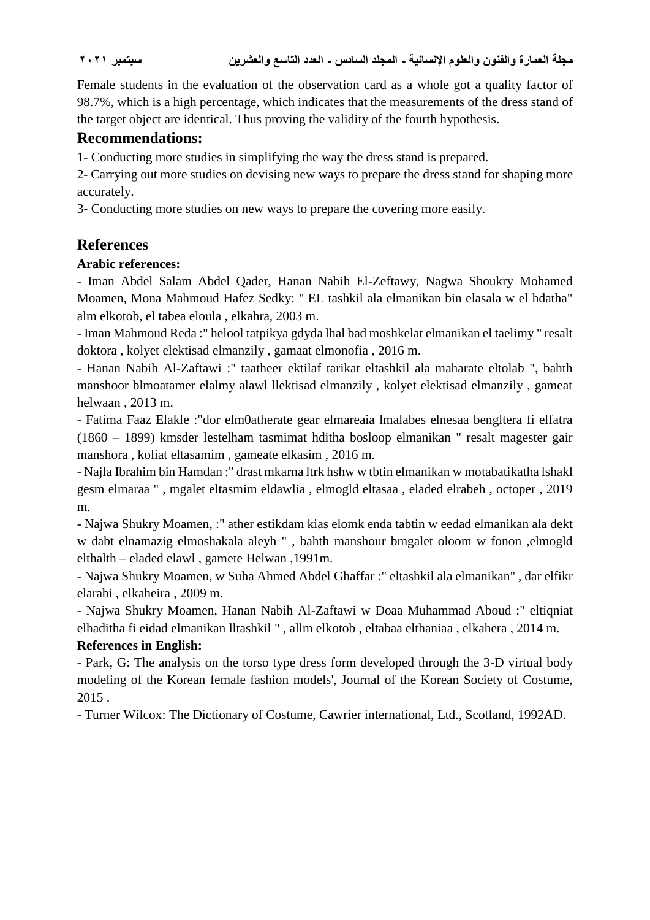Female students in the evaluation of the observation card as a whole got a quality factor of 98.7%, which is a high percentage, which indicates that the measurements of the dress stand of the target object are identical. Thus proving the validity of the fourth hypothesis.

## Recommendations:

1- Conducting more studies in simplifying the way the dress stand is prepared.

2- Carrying out more studies on devising new ways to prepare the dress stand for shaping more accurately.

3- Conducting more studies on new ways to prepare the covering more easily.

## References

**Arabic references:**

- Iman Abdel Salam Abdel Qader, Hanan Nabih El-Zeftawy, Nagwa Shoukry Mohamed Moamen, Mona Mahmoud Hafez Sedky: " EL tashkil ala elmanikan bin elasala w el hdatha" alm elkotob, el tabea eloula , elkahra, 2003 m.
- Iman Mahmoud Reda :" helool tatpikya gdyda lhal bad moshkelat elmanikan el taelimy " resalt doktora , kolyet elektisad elmanzily , gamaat elmonofia , 2016 m.
- Hanan Nabih Al-Zaftawi :" taatheer ektilaf tarikat eltashkil ala maharate eltolab ", bahth manshoor blmoatamer elalmy alawl llektisad elmanzily , kolyet elektisad elmanzily , gameat helwaan , 2013 m.
- Fatima Faaz Elakle :"dor elm0atherate gear elmareaia lmalabes elnesaa bengltera fi elfatra (1860 – 1899) kmsder lestelham tasmimat hditha bosloop elmanikan " resalt magester gair manshora , koliat eltasamim , gameate elkasim , 2016 m.
- Najla Ibrahim bin Hamdan :" drast mkarna ltrk hshw w tbtin elmanikan w motabatikatha lshakl gesm elmaraa " , mgalet eltasmim eldawlia , elmogld eltasaa , eladed elrabeh , octoper , 2019 m.
- Najwa Shukry Moamen, :" ather estikdam kias elomk enda tabtin w eedad elmanikan ala dekt w dabt elnamazig elmoshakala aleyh " , bahth manshour bmgalet oloom w fonon ,elmogld elthalth – eladed elawl , gamete Helwan ,1991m.
- Najwa Shukry Moamen, w Suha Ahmed Abdel Ghaffar :" eltashkil ala elmanikan" , dar elfikr elarabi , elkaheira , 2009 m.
- Najwa Shukry Moamen, Hanan Nabih Al-Zaftawi w Doaa Muhammad Aboud :" eltiqniat elhaditha fi eidad elmanikan lltashkil " , allm elkotob , eltabaa elthaniaa , elkahera , 2014 m.

**References in English:**

- Park, G: The analysis on the torso type dress form developed through the 3-D virtual body modeling of the Korean female fashion models', Journal of the Korean Society of Costume, 2015 .
- Turner Wilcox: The Dictionary of Costume, Cawrier international, Ltd., Scotland, 1992AD.